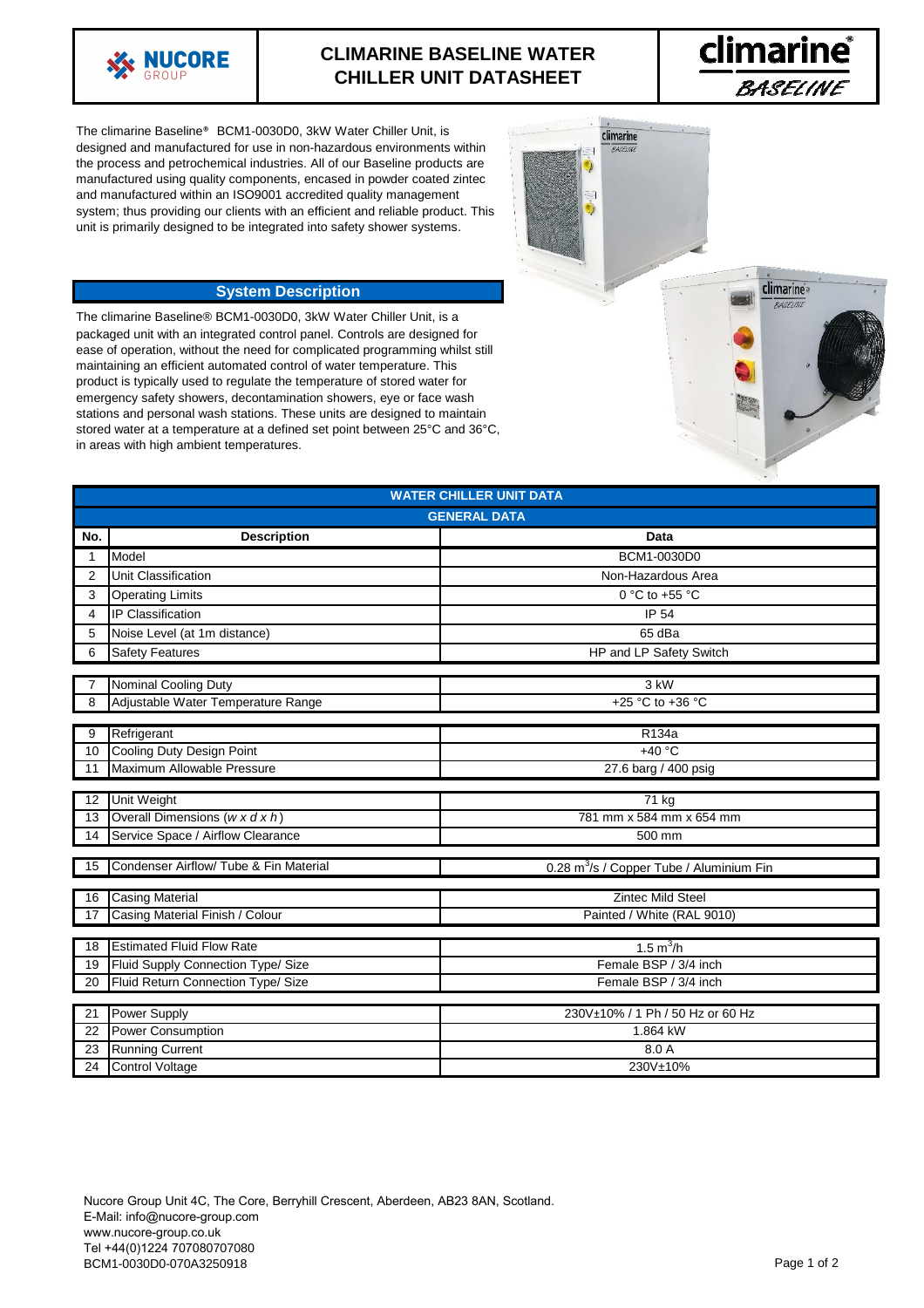# CLIMARINE BASELINE WATER CHILLER UNIT DATASHEET

The climarine Baseline® BCM1-0030D0, 3kW Water Chiller Unit, is designed and manufactured for use in non-hazardous environments within the process and petrochemical industries. All of our Baseline products are manufactured using quality components, encased in powder coated zintec and manufactured within an ISO9001 accredited quality management system; thus providing our clients with an efficient and reliable product. This unit is primarily designed to be integrated into safety shower systems.

## System Description

The climarine Baseline® BCM1-0030D0, 3kW Water Chiller Unit, is a packaged unit with an integrated control panel. Controls are designed for ease of operation, without the need for complicated programming whilst still maintaining an efficient automated control of water temperature. This product is typically used to regulate the temperature of stored water for emergency safety showers, decontamination showers, eye or face wash stations and personal wash stations. These units are designed to maintain stored water at a temperature at a defined set point between 25°C and 36°C, in areas with high ambient temperatures.

## WATER CHILLER UNIT DATA

### GENERAL DATA

| No. | Description | Data |
|---|---|---|
| 1 | Model | BCM1-0030D0 |
| 2 | Unit Classification | Non-Hazardous Area |
| 3 | Operating Limits | 0 °C to +55 °C |
| 4 | IP Classification | IP 54 |
| 5 | Noise Level (at 1m distance) | 65 dBa |
| 6 | Safety Features | HP and LP Safety Switch |
| 7 | Nominal Cooling Duty | 3 kW |
| 8 | Adjustable Water Temperature Range | +25 °C to +36 °C |
| 9 | Refrigerant | R134a |
| 10 | Cooling Duty Design Point | +40 °C |
| 11 | Maximum Allowable Pressure | 27.6 barg / 400 psig |
| 12 | Unit Weight | 71 kg |
| 13 | Overall Dimensions (*w x d x h*) | 781 mm x 584 mm x 654 mm |
| 14 | Service Space / Airflow Clearance | 500 mm |
| 15 | Condenser Airflow/ Tube & Fin Material | 0.28 $m^3$/s / Copper Tube / Aluminium Fin |
| 16 | Casing Material | Zintec Mild Steel |
| 17 | Casing Material Finish / Colour | Painted / White (RAL 9010) |
| 18 | Estimated Fluid Flow Rate | 1.5 $m^3$/h |
| 19 | Fluid Supply Connection Type/ Size | Female BSP / 3/4 inch |
| 20 | Fluid Return Connection Type/ Size | Female BSP / 3/4 inch |
| 21 | Power Supply | 230V±10% / 1 Ph / 50 Hz or 60 Hz |
| 22 | Power Consumption | 1.864 kW |
| 23 | Running Current | 8.0 A |
| 24 | Control Voltage | 230V±10% |

Nucore Group Unit 4C, The Core, Berryhill Crescent, Aberdeen, AB23 8AN, Scotland.
E-Mail: info@nucore-group.com
www.nucore-group.co.uk
Tel +44(0)1224 707080707080
BCM1-0030D0-070A3250918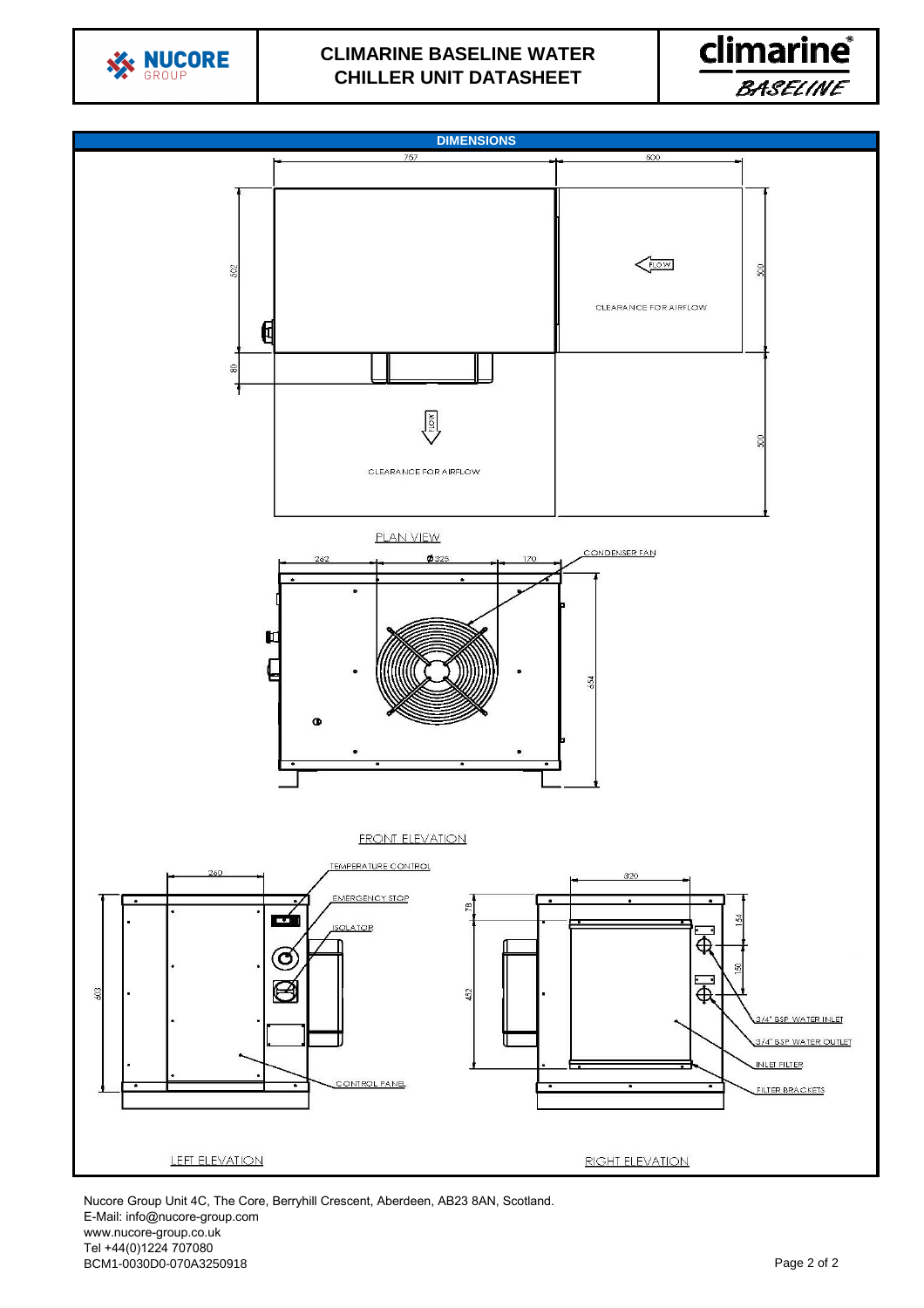# CLIMARINE BASELINE WATER CHILLER UNIT DATASHEET

## DIMENSIONS

757
600
502
500
80
FLOW
CLEARANCE FOR AIRFLOW
FLOW
CLEARANCE FOR AIRFLOW
500

PLAN VIEW

262
Ø 325
170
CONDENSER FAN
654

FRONT ELEVATION

260
TEMPERATURE CONTROL
EMERGENCY STOP
ISOLATOR
603
CONTROL PANEL

320
78
154
150
452
3/4" BSP WATER INLET
3/4" BSP WATER OUTLET
INLET FILTER
FILTER BRACKETS

LEFT ELEVATION

RIGHT ELEVATION

Nucore Group Unit 4C, The Core, Berryhill Crescent, Aberdeen, AB23 8AN, Scotland.
E-Mail: info@nucore-group.com
www.nucore-group.co.uk
Tel +44(0)1224 707080
BCM1-0030D0-070A3250918